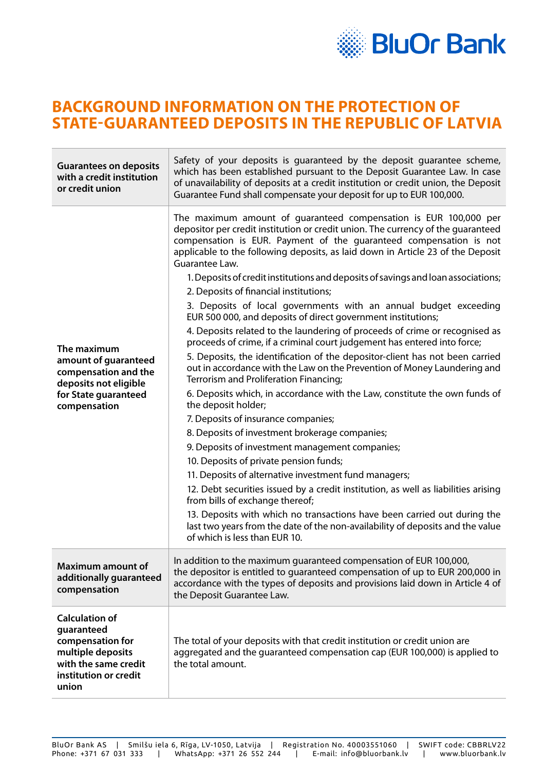# BACKGROUND INFORMATION ON THE PROTECTION OF STATE-GUARANTEED DEPOSITS IN THE REPUBLIC OF LATVIA

| | |
|---|---|
| **Guarantees on deposits with a credit institution or credit union** | Safety of your deposits is guaranteed by the deposit guarantee scheme, which has been established pursuant to the Deposit Guarantee Law. In case of unavailability of deposits at a credit institution or credit union, the Deposit Guarantee Fund shall compensate your deposit for up to EUR 100,000. |
| **The maximum amount of guaranteed compensation and the deposits not eligible for State guaranteed compensation** | The maximum amount of guaranteed compensation is EUR 100,000 per depositor per credit institution or credit union. The currency of the guaranteed compensation is EUR. Payment of the guaranteed compensation is not applicable to the following deposits, as laid down in Article 23 of the Deposit Guarantee Law.<br>1. Deposits of credit institutions and deposits of savings and loan associations;<br>2. Deposits of financial institutions;<br>3. Deposits of local governments with an annual budget exceeding EUR 500 000, and deposits of direct government institutions;<br>4. Deposits related to the laundering of proceeds of crime or recognised as proceeds of crime, if a criminal court judgement has entered into force;<br>5. Deposits, the identification of the depositor-client has not been carried out in accordance with the Law on the Prevention of Money Laundering and Terrorism and Proliferation Financing;<br>6. Deposits which, in accordance with the Law, constitute the own funds of the deposit holder;<br>7. Deposits of insurance companies;<br>8. Deposits of investment brokerage companies;<br>9. Deposits of investment management companies;<br>10. Deposits of private pension funds;<br>11. Deposits of alternative investment fund managers;<br>12. Debt securities issued by a credit institution, as well as liabilities arising from bills of exchange thereof;<br>13. Deposits with which no transactions have been carried out during the last two years from the date of the non-availability of deposits and the value of which is less than EUR 10. |
| **Maximum amount of additionally guaranteed compensation** | In addition to the maximum guaranteed compensation of EUR 100,000, the depositor is entitled to guaranteed compensation of up to EUR 200,000 in accordance with the types of deposits and provisions laid down in Article 4 of the Deposit Guarantee Law. |
| **Calculation of guaranteed compensation for multiple deposits with the same credit institution or credit union** | The total of your deposits with that credit institution or credit union are aggregated and the guaranteed compensation cap (EUR 100,000) is applied to the total amount. |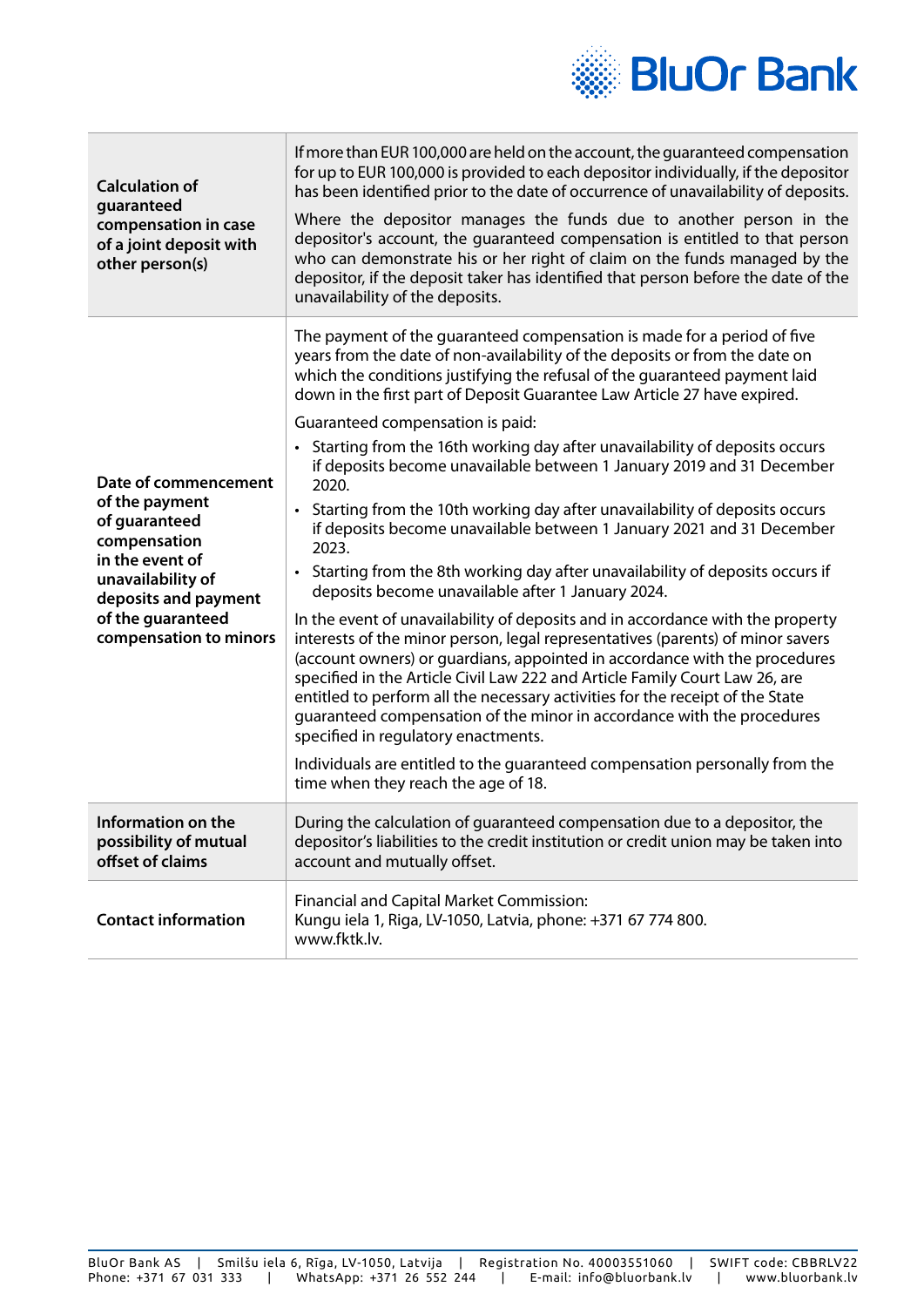| | |
|---|---|
| **Calculation of guaranteed compensation in case of a joint deposit with other person(s)** | If more than EUR 100,000 are held on the account, the guaranteed compensation for up to EUR 100,000 is provided to each depositor individually, if the depositor has been identified prior to the date of occurrence of unavailability of deposits.<br><br>Where the depositor manages the funds due to another person in the depositor's account, the guaranteed compensation is entitled to that person who can demonstrate his or her right of claim on the funds managed by the depositor, if the deposit taker has identified that person before the date of the unavailability of the deposits. |
| **Date of commencement of the payment of guaranteed compensation in the event of unavailability of deposits and payment of the guaranteed compensation to minors** | The payment of the guaranteed compensation is made for a period of five years from the date of non-availability of the deposits or from the date on which the conditions justifying the refusal of the guaranteed payment laid down in the first part of Deposit Guarantee Law Article 27 have expired.<br><br>Guaranteed compensation is paid:<br>• Starting from the 16th working day after unavailability of deposits occurs if deposits become unavailable between 1 January 2019 and 31 December 2020.<br>• Starting from the 10th working day after unavailability of deposits occurs if deposits become unavailable between 1 January 2021 and 31 December 2023.<br>• Starting from the 8th working day after unavailability of deposits occurs if deposits become unavailable after 1 January 2024.<br><br>In the event of unavailability of deposits and in accordance with the property interests of the minor person, legal representatives (parents) of minor savers (account owners) or guardians, appointed in accordance with the procedures specified in the Article Civil Law 222 and Article Family Court Law 26, are entitled to perform all the necessary activities for the receipt of the State guaranteed compensation of the minor in accordance with the procedures specified in regulatory enactments.<br><br>Individuals are entitled to the guaranteed compensation personally from the time when they reach the age of 18. |
| **Information on the possibility of mutual offset of claims** | During the calculation of guaranteed compensation due to a depositor, the depositor's liabilities to the credit institution or credit union may be taken into account and mutually offset. |
| **Contact information** | Financial and Capital Market Commission:<br>Kungu iela 1, Riga, LV-1050, Latvia, phone: +371 67 774 800.<br>www.fktk.lv. |